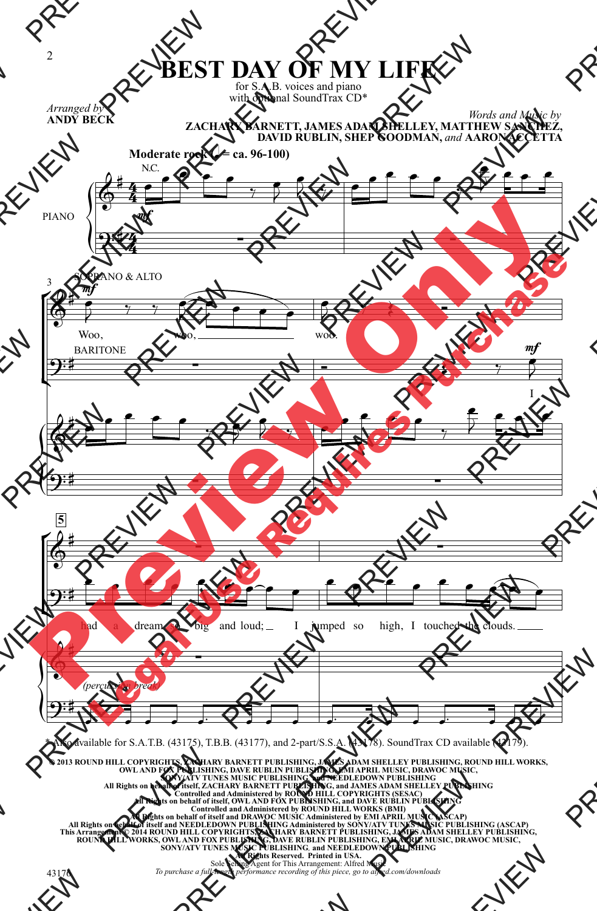# BEST DAY OF MY LIFE

for S.A.B. voices and piano
with optional SoundTrax CD*

Arranged by
**ANDY BECK**

Words and Music by
**ZACHARY BARNETT, JAMES ADAM SHELLEY, MATTHEW SANCHEZ, DAVID RUBLIN, SHEP GOODMAN,** *and* **AARON ACCETTA**

**Moderate rock (♩ = ca. 96-100)**

N.C.

PIANO

SOPRANO & ALTO

Woo, woo, woo.

BARITONE

I had a dream so big and loud; I jumped so high, I touched the clouds.

*(percussion break)*

\* Also available for S.A.T.B. (43175), T.B.B. (43177), and 2-part/S.S.A. (43178). SoundTrax CD available (43179).

**© 2013 ROUND HILL COPYRIGHTS, ZACHARY BARNETT PUBLISHING, JAMES ADAM SHELLEY PUBLISHING, ROUND HILL WORKS, OWL AND FOX PUBLISHING, DAVE RUBLIN PUBLISHING, EMI APRIL MUSIC, DRAWOC MUSIC, SONY/ATV TUNES MUSIC PUBLISHING and NEEDLEDOWN PUBLISHING**
**All Rights on behalf of itself, ZACHARY BARNETT PUBLISHING, and JAMES ADAM SHELLEY PUBLISHING Controlled and Administered by ROUND HILL COPYRIGHTS (SESAC)**
**All Rights on behalf of itself, OWL AND FOX PUBLISHING, and DAVE RUBLIN PUBLISHING Controlled and Administered by ROUND HILL WORKS (BMI)**
**All Rights on behalf of itself and DRAWOC MUSIC Administered by EMI APRIL MUSIC (ASCAP)**
**All Rights on behalf of itself and NEEDLEDOWN PUBLISHING Administered by SONY/ATV TUNES MUSIC PUBLISHING (ASCAP)**
**This Arrangement © 2014 ROUND HILL COPYRIGHTS, ZACHARY BARNETT PUBLISHING, JAMES ADAM SHELLEY PUBLISHING, ROUND HILL WORKS, OWL AND FOX PUBLISHING, DAVE RUBLIN PUBLISHING, EMI APRIL MUSIC, DRAWOC MUSIC, SONY/ATV TUNES MUSIC PUBLISHING, and NEEDLEDOWN PUBLISHING**
**All Rights Reserved. Printed in USA.**
Sole Selling Agent for This Arrangement: Alfred Music
*To purchase a full-length performance recording of this piece, go to alfred.com/downloads*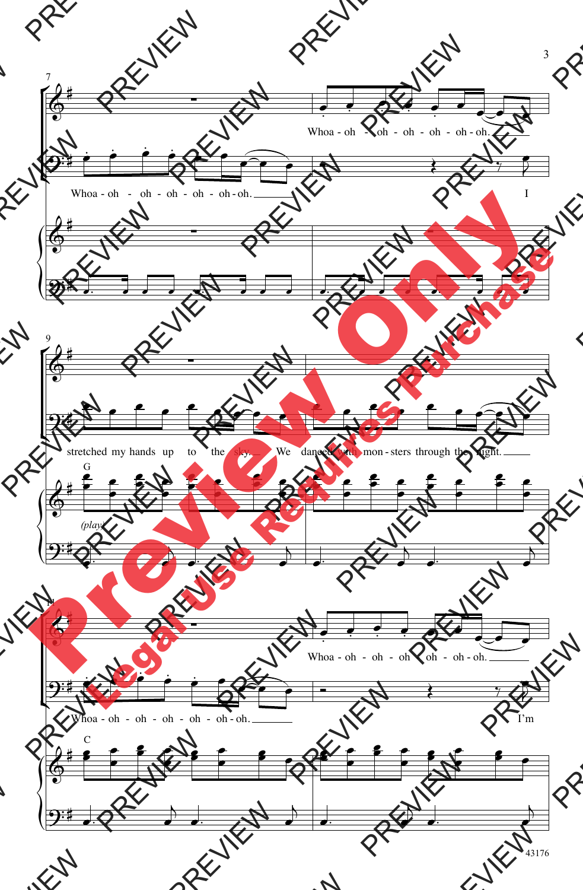Whoa - oh - oh - oh - oh - oh - oh.

Whoa - oh - oh - oh - oh - oh - oh.

I stretched my hands up to the sky. We danced with mon - sters through the night.

G

(play)

Whoa - oh - oh - oh - oh - oh - oh.

Whoa - oh - oh - oh - oh - oh - oh.

I'm

C

43176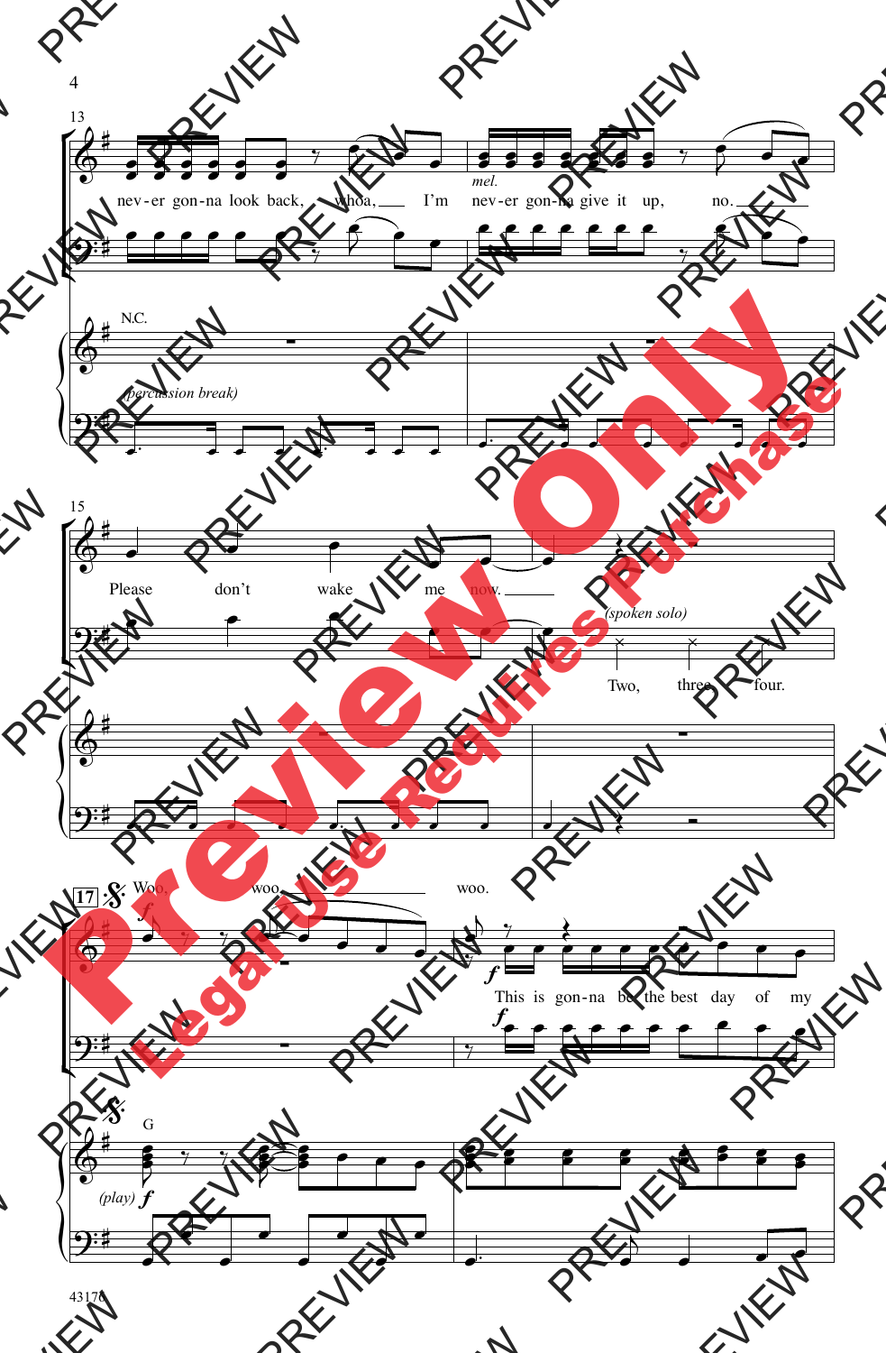13

nev-er gon-na look back, whoa, I'm nev-er gon-na give it up, no.

*mel.*

N.C.

*(percussion break)*

15

Please don't wake me now.

*(spoken solo)*

Two, three, four.

17

Woo, woo, woo.

This is gon-na be the best day of my

G

*(play)*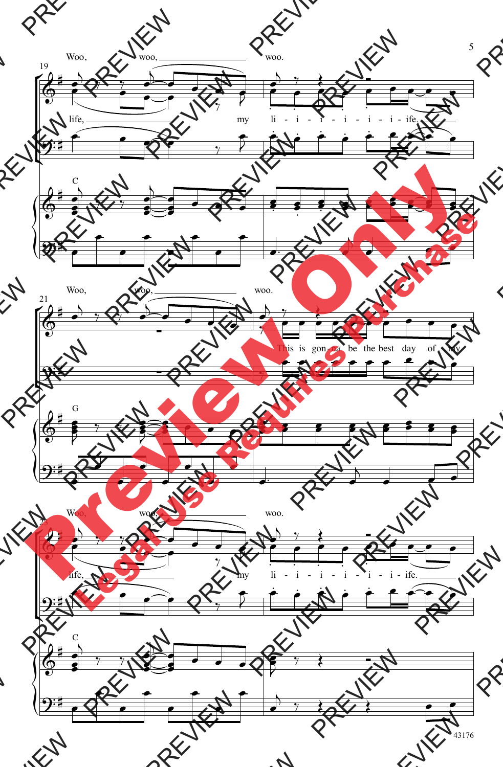Woo, woo, woo.

life, my li - i - i - i - i - i - ife.

C

Woo, woo, woo.

This is gon-na be the best day of my

G

Woo, woo, woo.

life, my li - i - i - i - i - i - ife.

C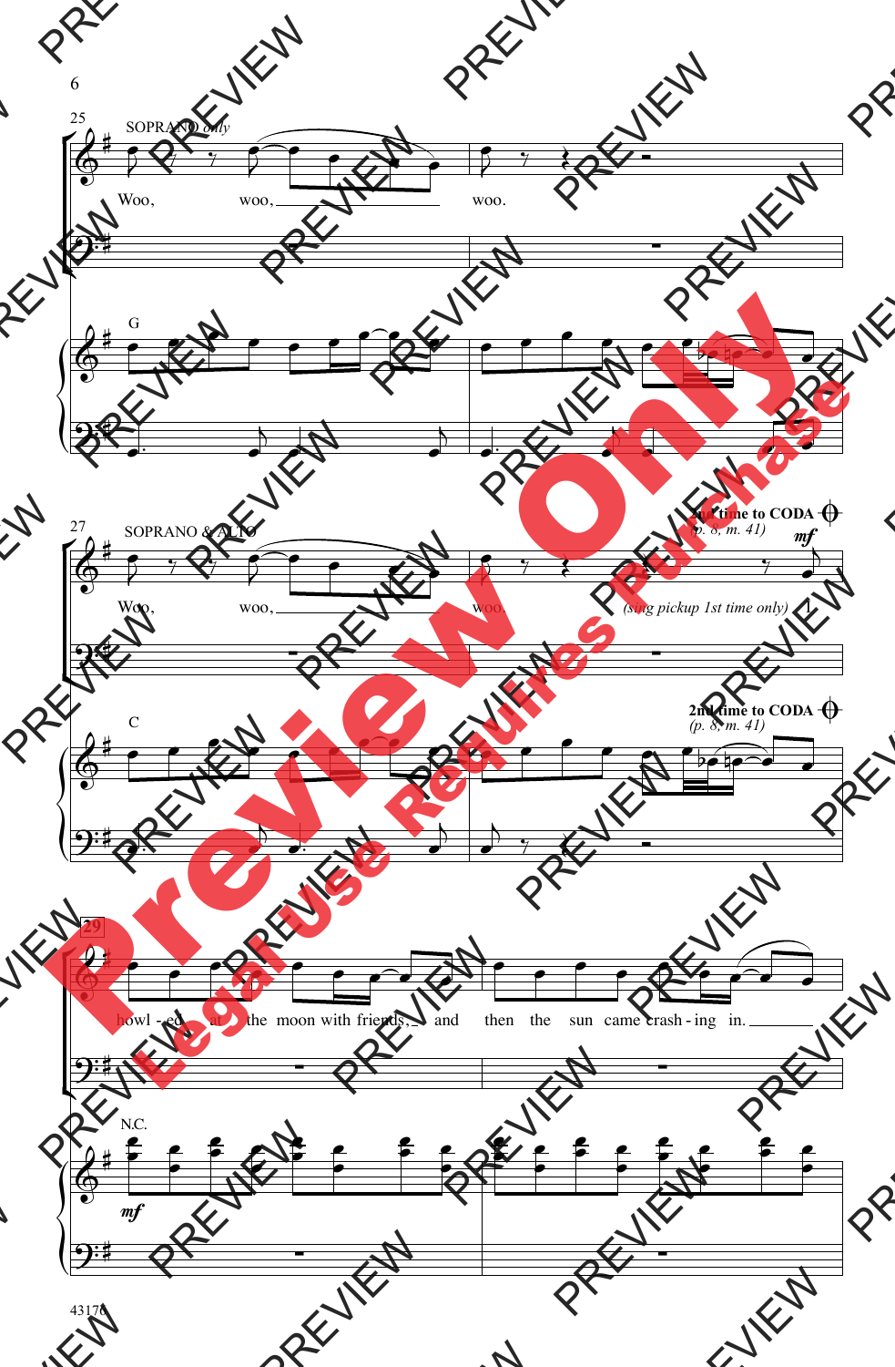25

SOPRANO *only*

Woo, woo, woo.

G

27

SOPRANO & ALTO

**2nd time to CODA** (p. 8, m. 41)

*mf*

Woo, woo, woo. *(sing pickup 1st time only)* I

C

**2nd time to CODA** (p. 8, m. 41)

29

howl - ed at the moon with friends, and then the sun came crash - ing in.

N.C.

*mf*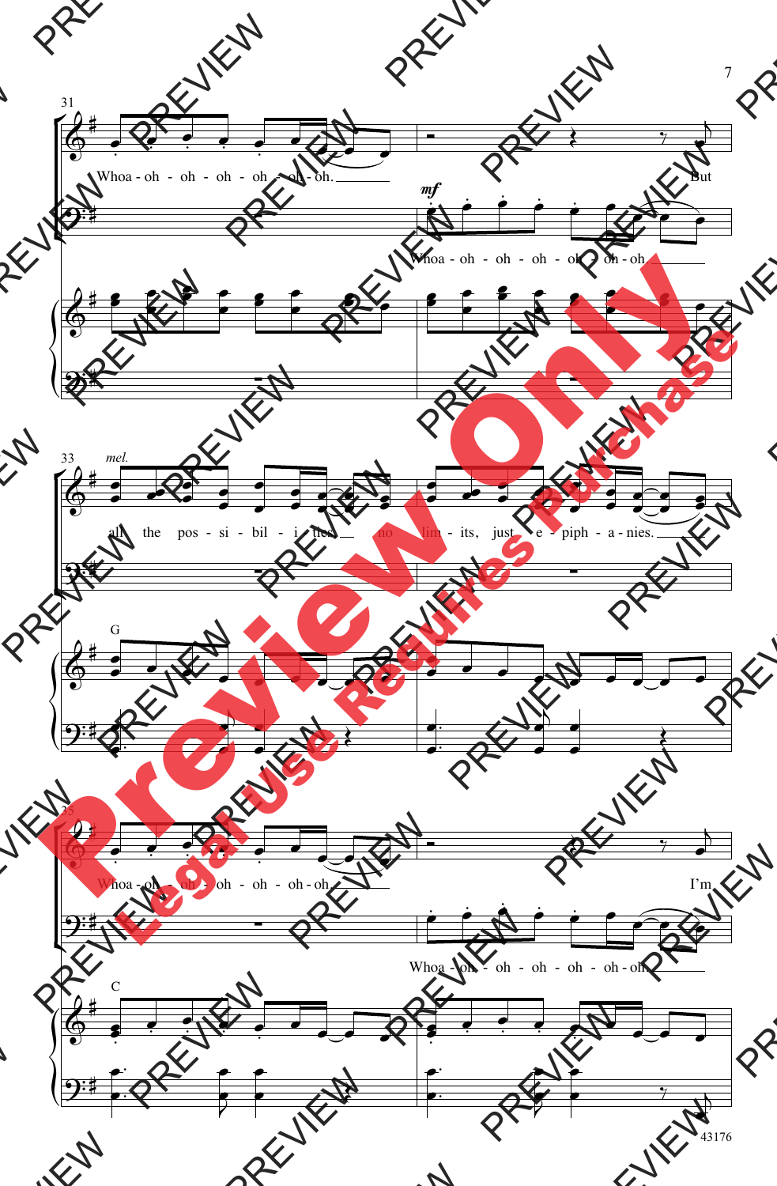31

Whoa - oh - oh - oh - oh - oh - oh. But

*mf*

Whoa - oh - oh - oh - oh - oh - oh.

33 *mel.*

all the pos - si - bil - i - ties, no lim - its, just e - piph - a - nies.

G

35

Whoa - oh - oh - oh - oh - oh - oh. I'm

Whoa - oh - oh - oh - oh - oh - oh.

C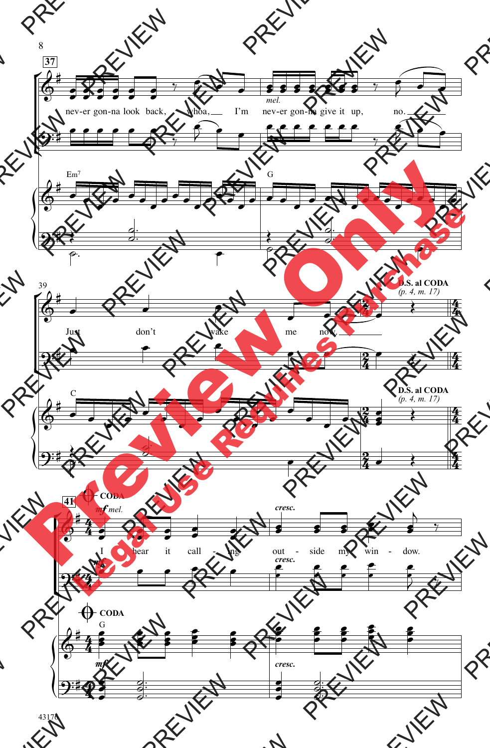37

*mel.*

nev-er gon-na look back, whoa, I'm nev-er gon-na give it up, no.

Em7 G

39

Just don't wake me now.

C

**D.S. al CODA** *(p. 4, m. 17)*

41 **CODA**

*mf mel.* *cresc.*

I hear it call - ing out - side my win - dow.

G

*mf* *cresc.*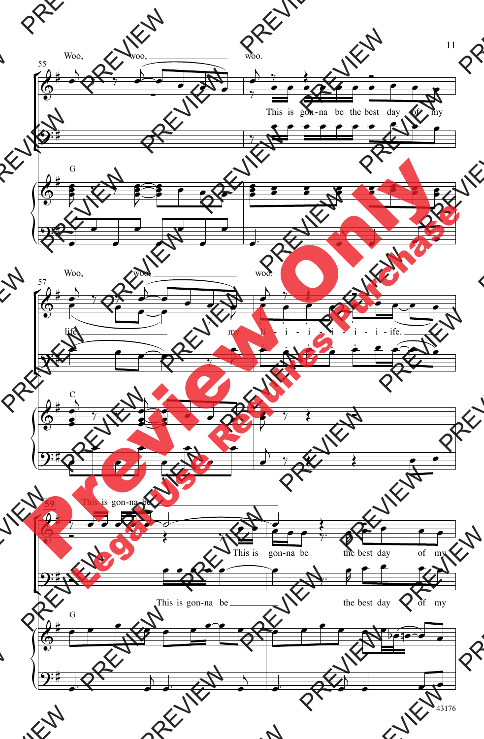Woo, woo, woo.

This is gon-na be the best day of my

G

Woo, woo, woo.

life, my li - i - i - i - i - i - ife.

C

This is gon-na be

This is gon-na be the best day of my

This is gon-na be the best day of my

G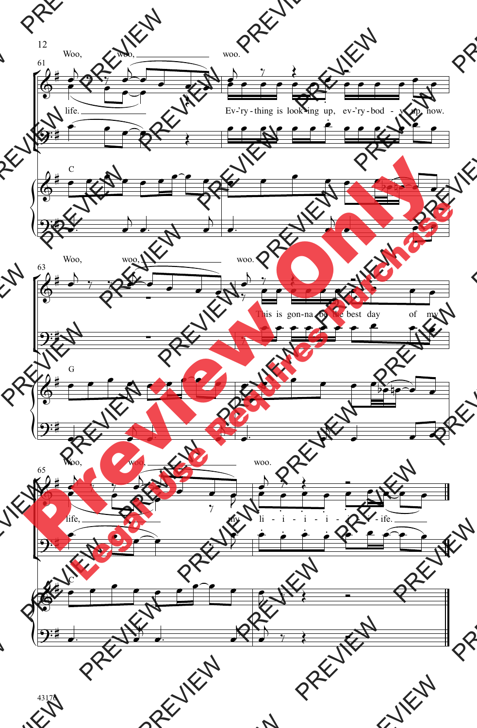Woo, woo, woo.

life. Ev-'ry-thing is look-ing up, ev-'ry-bod-y up now.

C

Woo, woo, woo.

This is gon-na be the best day of my

G

Woo, woo, woo.

life, my li-i-i-i-i-i-ife.

C

43176